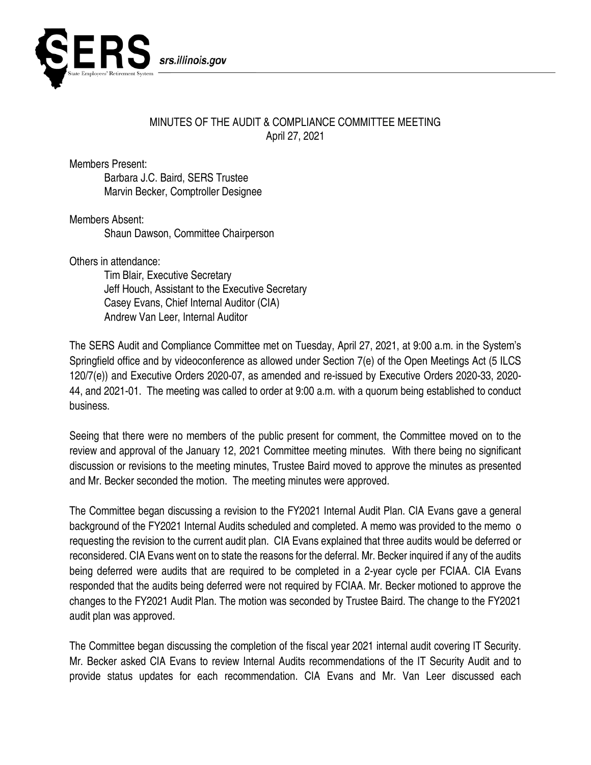# MINUTES OF THE AUDIT & COMPLIANCE COMMITTEE MEETING

April 27, 2021

Members Present:

- Barbara J.C. Baird, SERS Trustee
- Marvin Becker, Comptroller Designee

Members Absent:

- Shaun Dawson, Committee Chairperson

Others in attendance:

- Tim Blair, Executive Secretary
- Jeff Houch, Assistant to the Executive Secretary
- Casey Evans, Chief Internal Auditor (CIA)
- Andrew Van Leer, Internal Auditor

The SERS Audit and Compliance Committee met on Tuesday, April 27, 2021, at 9:00 a.m. in the System's Springfield office and by videoconference as allowed under Section 7(e) of the Open Meetings Act (5 ILCS 120/7(e)) and Executive Orders 2020-07, as amended and re-issued by Executive Orders 2020-33, 2020-44, and 2021-01. The meeting was called to order at 9:00 a.m. with a quorum being established to conduct business.

Seeing that there were no members of the public present for comment, the Committee moved on to the review and approval of the January 12, 2021 Committee meeting minutes. With there being no significant discussion or revisions to the meeting minutes, Trustee Baird moved to approve the minutes as presented and Mr. Becker seconded the motion. The meeting minutes were approved.

The Committee began discussing a revision to the FY2021 Internal Audit Plan. CIA Evans gave a general background of the FY2021 Internal Audits scheduled and completed. A memo was provided to the memo o requesting the revision to the current audit plan. CIA Evans explained that three audits would be deferred or reconsidered. CIA Evans went on to state the reasons for the deferral. Mr. Becker inquired if any of the audits being deferred were audits that are required to be completed in a 2-year cycle per FCIAA. CIA Evans responded that the audits being deferred were not required by FCIAA. Mr. Becker motioned to approve the changes to the FY2021 Audit Plan. The motion was seconded by Trustee Baird. The change to the FY2021 audit plan was approved.

The Committee began discussing the completion of the fiscal year 2021 internal audit covering IT Security. Mr. Becker asked CIA Evans to review Internal Audits recommendations of the IT Security Audit and to provide status updates for each recommendation. CIA Evans and Mr. Van Leer discussed each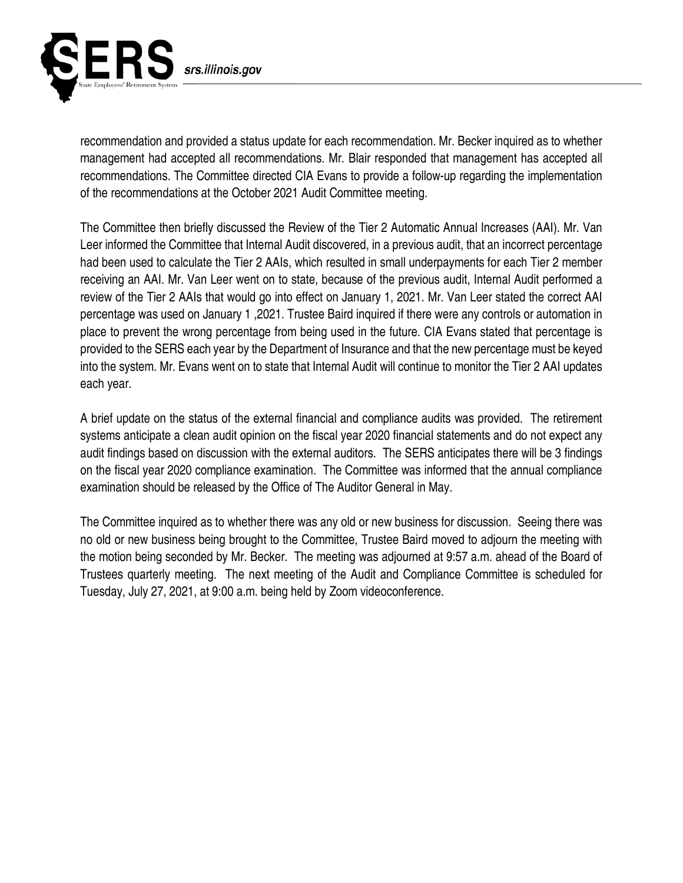recommendation and provided a status update for each recommendation. Mr. Becker inquired as to whether management had accepted all recommendations. Mr. Blair responded that management has accepted all recommendations. The Committee directed CIA Evans to provide a follow-up regarding the implementation of the recommendations at the October 2021 Audit Committee meeting.

The Committee then briefly discussed the Review of the Tier 2 Automatic Annual Increases (AAI). Mr. Van Leer informed the Committee that Internal Audit discovered, in a previous audit, that an incorrect percentage had been used to calculate the Tier 2 AAIs, which resulted in small underpayments for each Tier 2 member receiving an AAI. Mr. Van Leer went on to state, because of the previous audit, Internal Audit performed a review of the Tier 2 AAIs that would go into effect on January 1, 2021. Mr. Van Leer stated the correct AAI percentage was used on January 1 ,2021. Trustee Baird inquired if there were any controls or automation in place to prevent the wrong percentage from being used in the future. CIA Evans stated that percentage is provided to the SERS each year by the Department of Insurance and that the new percentage must be keyed into the system. Mr. Evans went on to state that Internal Audit will continue to monitor the Tier 2 AAI updates each year.

A brief update on the status of the external financial and compliance audits was provided. The retirement systems anticipate a clean audit opinion on the fiscal year 2020 financial statements and do not expect any audit findings based on discussion with the external auditors. The SERS anticipates there will be 3 findings on the fiscal year 2020 compliance examination. The Committee was informed that the annual compliance examination should be released by the Office of The Auditor General in May.

The Committee inquired as to whether there was any old or new business for discussion. Seeing there was no old or new business being brought to the Committee, Trustee Baird moved to adjourn the meeting with the motion being seconded by Mr. Becker. The meeting was adjourned at 9:57 a.m. ahead of the Board of Trustees quarterly meeting. The next meeting of the Audit and Compliance Committee is scheduled for Tuesday, July 27, 2021, at 9:00 a.m. being held by Zoom videoconference.